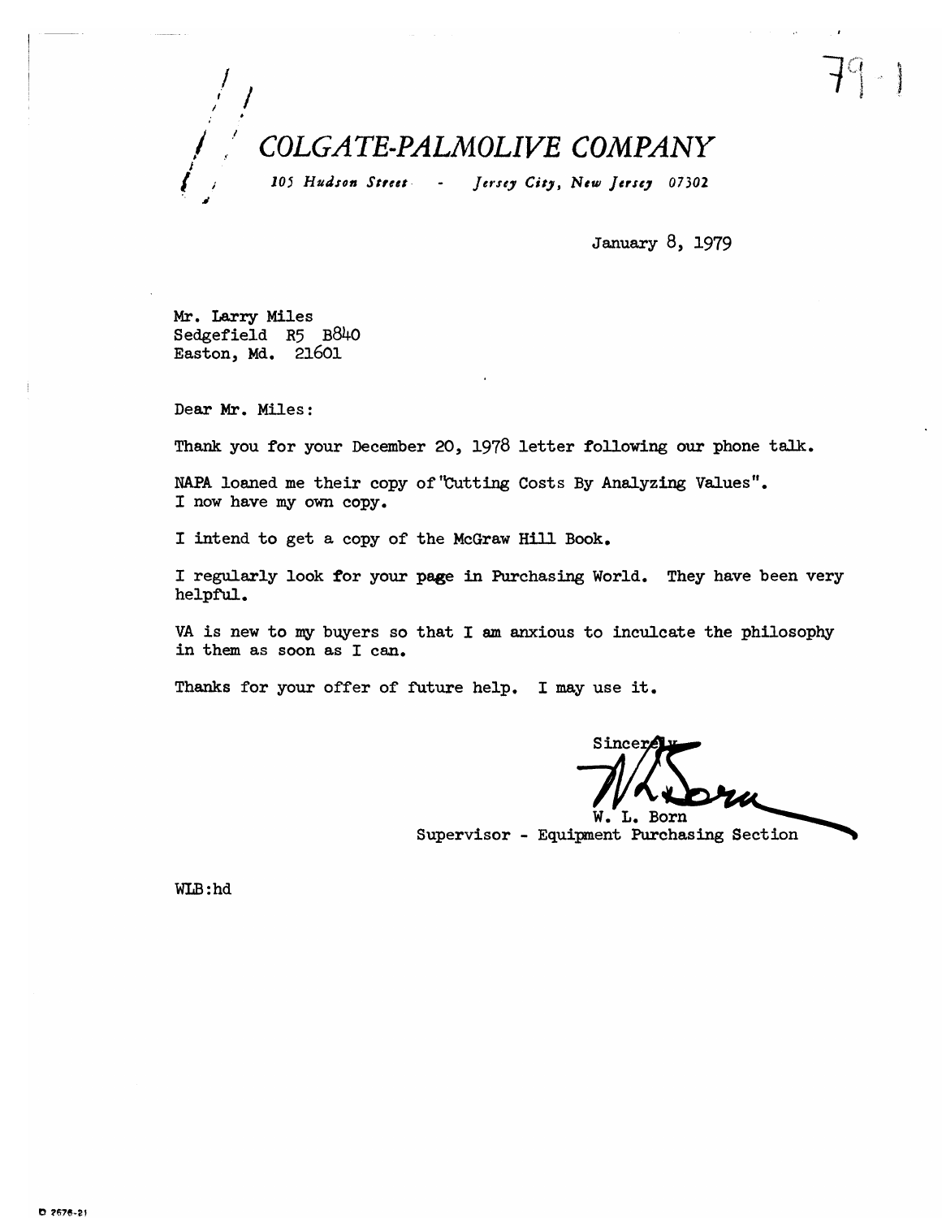# COLGATE-PALMOLIVE COMPANY

*105 Hudson Street - Jersey City, New Jersey 07302*

January 8, 1979

Mr. Larry Miles
Sedgefield R5 B840
Easton, Md. 21601

Dear Mr. Miles:

Thank you for your December 20, 1978 letter following our phone talk.

NAPA loaned me their copy of "Cutting Costs By Analyzing Values". I now have my own copy.

I intend to get a copy of the McGraw Hill Book.

I regularly look for your page in Purchasing World. They have been very helpful.

VA is new to my buyers so that I am anxious to inculcate the philosophy in them as soon as I can.

Thanks for your offer of future help. I may use it.

Sincerely,

W. L. Born
Supervisor - Equipment Purchasing Section

WLB:hd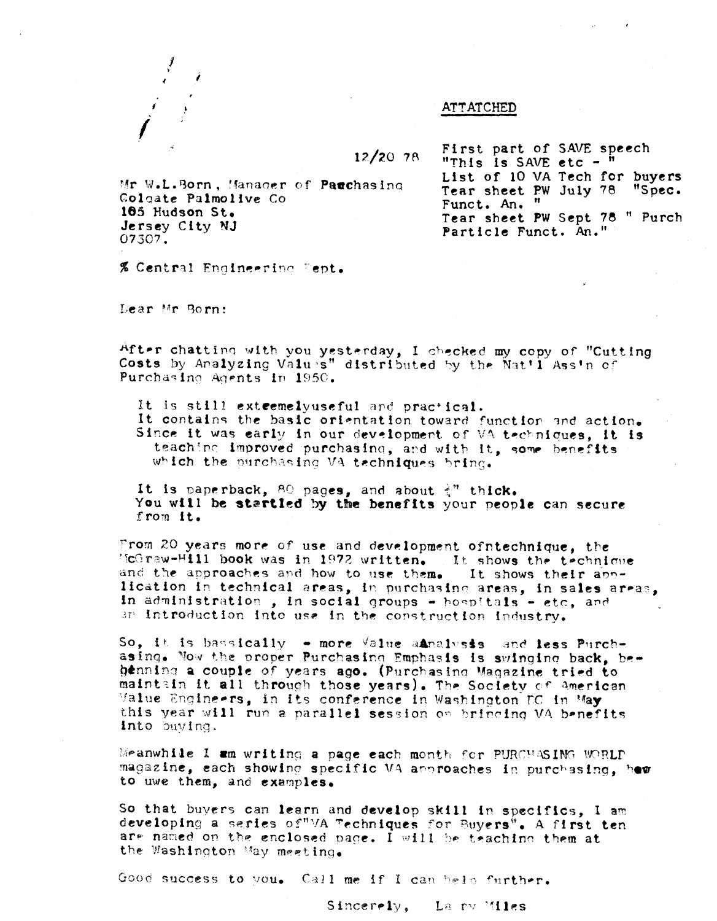ATTATCHED

First part of SAVE speech "This is SAVE etc - "
List of 10 VA Tech for buyers
Tear sheet PW July 78 "Spec. Funct. An. "
Tear sheet PW Sept 78 " Purch Particle Funct. An."

12/20 78

Mr W.L.Born, Manager of Paechasing
Colgate Palmolive Co
105 Hudson St.
Jersey City NJ
07307.

% Central Engineering Dept.

Dear Mr Born:

After chatting with you yesterday, I checked my copy of "Cutting Costs by Analyzing Values" distributed by the Nat'l Ass'n of Purchasing Agents in 1950.

It is still exteemelyuseful and practical.
It contains the basic orientation toward function and action.
Since it was early in our development of VA techniques, it is teaching improved purchasing, and with it, some benefits which the purchasing VA techniques bring.

It is paperback, 80 pages, and about ¼" thick.
You will be startled by the benefits your people can secure from it.

From 20 years more of use and development ofntechnique, the McGraw-Hill book was in 1972 written. It shows the technique and the approaches and how to use them. It shows their application in technical areas, in purchasing areas, in sales areas, in administration , in social groups - hospitals - etc, and an introduction into use in the construction industry.

So, it is bassically - more Value aAnalysis and less Purchasing. Now the proper Purchasing Emphasis is swinging back, beģenning a couple of years ago. (Purchasing Magazine tried to maintain it all through those years). The Society of American Value Engineers, in its conference in Washington DC in May this year will run a parallel session on bringing VA benefits into buying.

Meanwhile I am writing a page each month for PURCHASING WORLD magazine, each showing specific VA approaches in purchasing, hew to uwe them, and examples.

So that buyers can learn and develop skill in specifics, I am developing a series of"VA Techniques for Buyers". A first ten are named on the enclosed page. I will be teaching them at the Washington May meeting.

Good success to you. Call me if I can help further.

Sincerely, Larry Miles